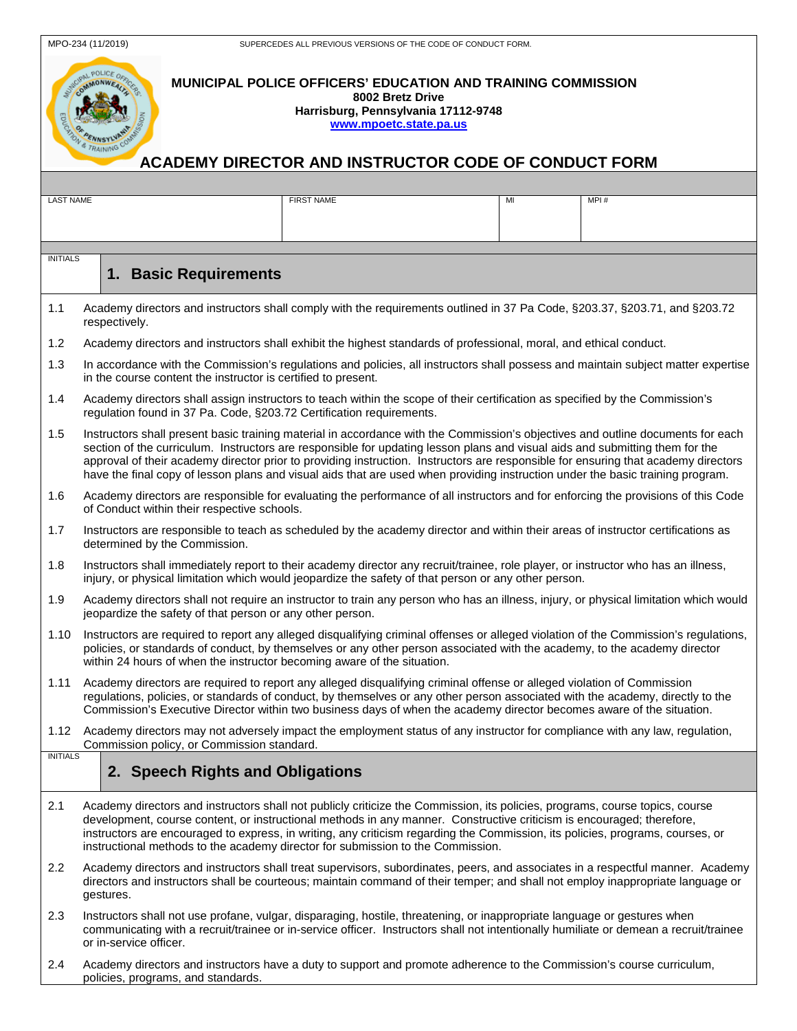MPO-234 (11/2019) SUPERCEDES ALL PREVIOUS VERSIONS OF THE CODE OF CONDUCT FORM.

**MUNICIPAL POLICE OFFICERS' EDUCATION AND TRAINING COMMISSION**
**8002 Bretz Drive**
**Harrisburg, Pennsylvania 17112-9748**
**www.mpoetc.state.pa.us**

# ACADEMY DIRECTOR AND INSTRUCTOR CODE OF CONDUCT FORM

| LAST NAME | FIRST NAME | MI | MPI # |
|---|---|---|---|
| | | | |

INITIALS

## 1. Basic Requirements

1.1 Academy directors and instructors shall comply with the requirements outlined in 37 Pa Code, §203.37, §203.71, and §203.72 respectively.

1.2 Academy directors and instructors shall exhibit the highest standards of professional, moral, and ethical conduct.

1.3 In accordance with the Commission's regulations and policies, all instructors shall possess and maintain subject matter expertise in the course content the instructor is certified to present.

1.4 Academy directors shall assign instructors to teach within the scope of their certification as specified by the Commission's regulation found in 37 Pa. Code, §203.72 Certification requirements.

1.5 Instructors shall present basic training material in accordance with the Commission's objectives and outline documents for each section of the curriculum. Instructors are responsible for updating lesson plans and visual aids and submitting them for the approval of their academy director prior to providing instruction. Instructors are responsible for ensuring that academy directors have the final copy of lesson plans and visual aids that are used when providing instruction under the basic training program.

1.6 Academy directors are responsible for evaluating the performance of all instructors and for enforcing the provisions of this Code of Conduct within their respective schools.

1.7 Instructors are responsible to teach as scheduled by the academy director and within their areas of instructor certifications as determined by the Commission.

1.8 Instructors shall immediately report to their academy director any recruit/trainee, role player, or instructor who has an illness, injury, or physical limitation which would jeopardize the safety of that person or any other person.

1.9 Academy directors shall not require an instructor to train any person who has an illness, injury, or physical limitation which would jeopardize the safety of that person or any other person.

1.10 Instructors are required to report any alleged disqualifying criminal offenses or alleged violation of the Commission's regulations, policies, or standards of conduct, by themselves or any other person associated with the academy, to the academy director within 24 hours of when the instructor becoming aware of the situation.

1.11 Academy directors are required to report any alleged disqualifying criminal offense or alleged violation of Commission regulations, policies, or standards of conduct, by themselves or any other person associated with the academy, directly to the Commission's Executive Director within two business days of when the academy director becomes aware of the situation.

1.12 Academy directors may not adversely impact the employment status of any instructor for compliance with any law, regulation, Commission policy, or Commission standard.

INITIALS

## 2. Speech Rights and Obligations

2.1 Academy directors and instructors shall not publicly criticize the Commission, its policies, programs, course topics, course development, course content, or instructional methods in any manner. Constructive criticism is encouraged; therefore, instructors are encouraged to express, in writing, any criticism regarding the Commission, its policies, programs, courses, or instructional methods to the academy director for submission to the Commission.

2.2 Academy directors and instructors shall treat supervisors, subordinates, peers, and associates in a respectful manner. Academy directors and instructors shall be courteous; maintain command of their temper; and shall not employ inappropriate language or gestures.

2.3 Instructors shall not use profane, vulgar, disparaging, hostile, threatening, or inappropriate language or gestures when communicating with a recruit/trainee or in-service officer. Instructors shall not intentionally humiliate or demean a recruit/trainee or in-service officer.

2.4 Academy directors and instructors have a duty to support and promote adherence to the Commission's course curriculum, policies, programs, and standards.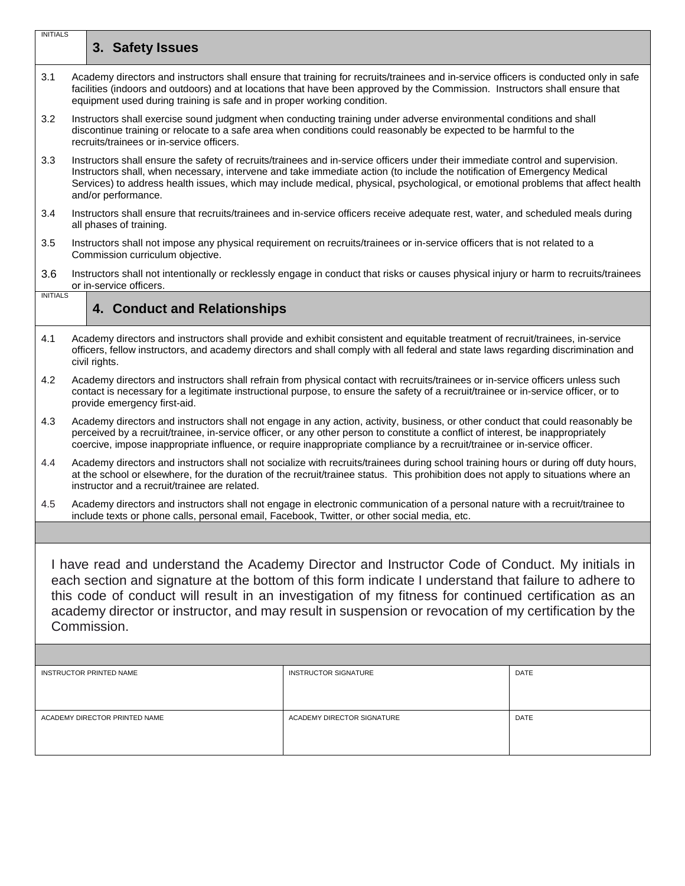INITIALS

## 3. Safety Issues

3.1 Academy directors and instructors shall ensure that training for recruits/trainees and in-service officers is conducted only in safe facilities (indoors and outdoors) and at locations that have been approved by the Commission. Instructors shall ensure that equipment used during training is safe and in proper working condition.

3.2 Instructors shall exercise sound judgment when conducting training under adverse environmental conditions and shall discontinue training or relocate to a safe area when conditions could reasonably be expected to be harmful to the recruits/trainees or in-service officers.

3.3 Instructors shall ensure the safety of recruits/trainees and in-service officers under their immediate control and supervision. Instructors shall, when necessary, intervene and take immediate action (to include the notification of Emergency Medical Services) to address health issues, which may include medical, physical, psychological, or emotional problems that affect health and/or performance.

3.4 Instructors shall ensure that recruits/trainees and in-service officers receive adequate rest, water, and scheduled meals during all phases of training.

3.5 Instructors shall not impose any physical requirement on recruits/trainees or in-service officers that is not related to a Commission curriculum objective.

3.6 Instructors shall not intentionally or recklessly engage in conduct that risks or causes physical injury or harm to recruits/trainees or in-service officers.

INITIALS

## 4. Conduct and Relationships

4.1 Academy directors and instructors shall provide and exhibit consistent and equitable treatment of recruit/trainees, in-service officers, fellow instructors, and academy directors and shall comply with all federal and state laws regarding discrimination and civil rights.

4.2 Academy directors and instructors shall refrain from physical contact with recruits/trainees or in-service officers unless such contact is necessary for a legitimate instructional purpose, to ensure the safety of a recruit/trainee or in-service officer, or to provide emergency first-aid.

4.3 Academy directors and instructors shall not engage in any action, activity, business, or other conduct that could reasonably be perceived by a recruit/trainee, in-service officer, or any other person to constitute a conflict of interest, be inappropriately coercive, impose inappropriate influence, or require inappropriate compliance by a recruit/trainee or in-service officer.

4.4 Academy directors and instructors shall not socialize with recruits/trainees during school training hours or during off duty hours, at the school or elsewhere, for the duration of the recruit/trainee status. This prohibition does not apply to situations where an instructor and a recruit/trainee are related.

4.5 Academy directors and instructors shall not engage in electronic communication of a personal nature with a recruit/trainee to include texts or phone calls, personal email, Facebook, Twitter, or other social media, etc.

I have read and understand the Academy Director and Instructor Code of Conduct. My initials in each section and signature at the bottom of this form indicate I understand that failure to adhere to this code of conduct will result in an investigation of my fitness for continued certification as an academy director or instructor, and may result in suspension or revocation of my certification by the Commission.

| INSTRUCTOR PRINTED NAME | INSTRUCTOR SIGNATURE | DATE |
|---|---|---|
| | | |
| ACADEMY DIRECTOR PRINTED NAME | ACADEMY DIRECTOR SIGNATURE | DATE |
| | | |